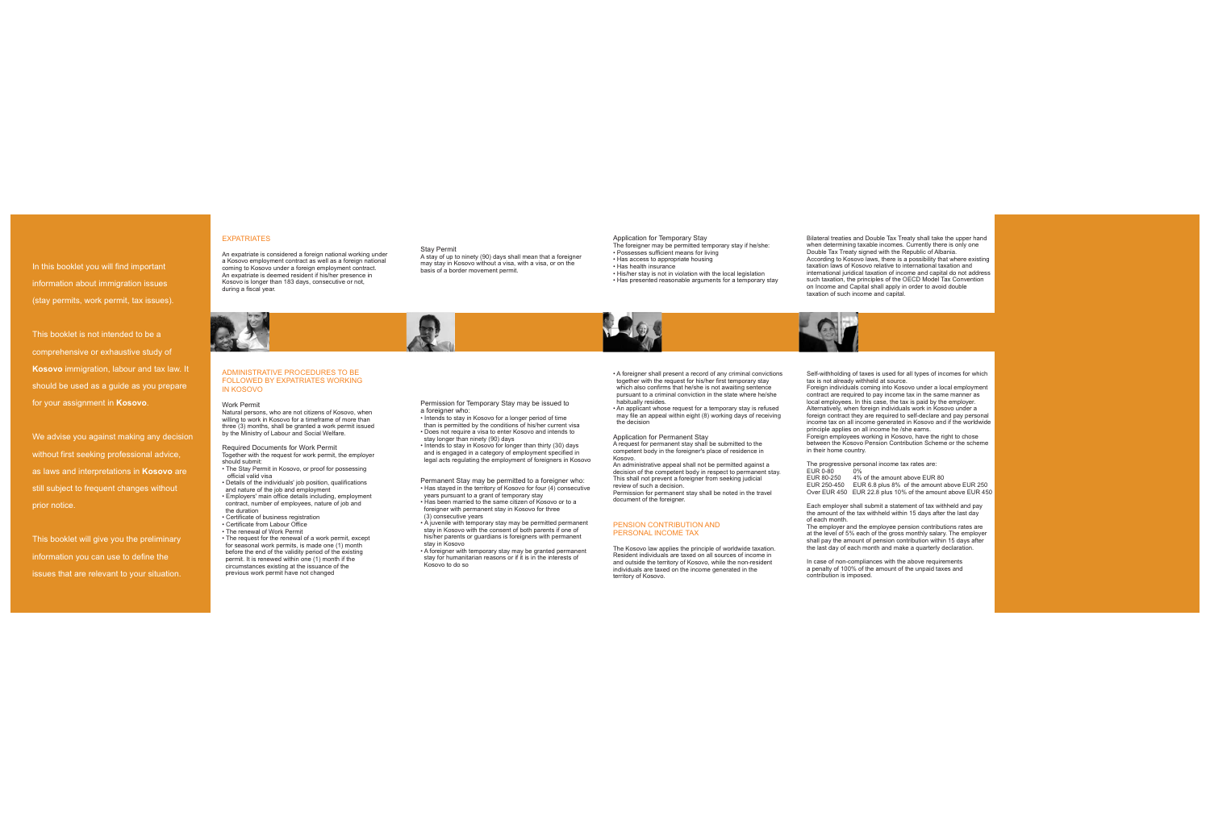In this booklet you will find important information about immigration issues (stay permits, work permit, tax issues).

This booklet is not intended to be a comprehensive or exhaustive study of **Kosovo** immigration, labour and tax law. It should be used as a guide as you prepare for your assignment in **Kosovo**.

We advise you against making any decision without first seeking professional advice, as laws and interpretations in **Kosovo** are still subject to frequent changes without prior notice.

This booklet will give you the preliminary information you can use to define the issues that are relevant to your situation.

## EXPATRIATES

An expatriate is considered a foreign national working under a Kosovo employment contract as well as a foreign national coming to Kosovo under a foreign employment contract. An expatriate is deemed resident if his/her presence in Kosovo is longer than 183 days, consecutive or not, during a fiscal year.

## ADMINISTRATIVE PROCEDURES TO BE FOLLOWED BY EXPATRIATES WORKING IN KOSOVO

### Work Permit

Natural persons, who are not citizens of Kosovo, when willing to work in Kosovo for a timeframe of more than three (3) months, shall be granted a work permit issued by the Ministry of Labour and Social Welfare.

### Required Documents for Work Permit

Together with the request for work permit, the employer should submit:

- The Stay Permit in Kosovo, or proof for possessing official valid visa
- Details of the individuals' job position, qualifications and nature of the job and employment
- Employers' main office details including, employment contract, number of employees, nature of job and the duration
- Certificate of business registration
- Certificate from Labour Office
- The renewal of Work Permit
- The request for the renewal of a work permit, except for seasonal work permits, is made one (1) month before the end of the validity period of the existing permit. It is renewed within one (1) month if the circumstances existing at the issuance of the previous work permit have not changed

### Stay Permit

A stay of up to ninety (90) days shall mean that a foreigner may stay in Kosovo without a visa, with a visa, or on the basis of a border movement permit.

Permission for Temporary Stay may be issued to a foreigner who:

- Intends to stay in Kosovo for a longer period of time than is permitted by the conditions of his/her current visa
- Does not require a visa to enter Kosovo and intends to stay longer than ninety (90) days
- Intends to stay in Kosovo for longer than thirty (30) days and is engaged in a category of employment specified in legal acts regulating the employment of foreigners in Kosovo

Permanent Stay may be permitted to a foreigner who:

- Has stayed in the territory of Kosovo for four (4) consecutive years pursuant to a grant of temporary stay
- Has been married to the same citizen of Kosovo or to a foreigner with permanent stay in Kosovo for three (3) consecutive years
- A juvenile with temporary stay may be permitted permanent stay in Kosovo with the consent of both parents if one of his/her parents or guardians is foreigners with permanent stay in Kosovo
- A foreigner with temporary stay may be granted permanent stay for humanitarian reasons or if it is in the interests of Kosovo to do so

### Application for Temporary Stay

The foreigner may be permitted temporary stay if he/she:

- Possesses sufficient means for living
- Has access to appropriate housing
- Has health insurance
- His/her stay is not in violation with the local legislation
- Has presented reasonable arguments for a temporary stay
- A foreigner shall present a record of any criminal convictions together with the request for his/her first temporary stay which also confirms that he/she is not awaiting sentence pursuant to a criminal conviction in the state where he/she habitually resides.
- An applicant whose request for a temporary stay is refused may file an appeal within eight (8) working days of receiving the decision

### Application for Permanent Stay

A request for permanent stay shall be submitted to the competent body in the foreigner's place of residence in Kosovo.

An administrative appeal shall not be permitted against a decision of the competent body in respect to permanent stay. This shall not prevent a foreigner from seeking judicial review of such a decision.

Permission for permanent stay shall be noted in the travel document of the foreigner.

## PENSION CONTRIBUTION AND PERSONAL INCOME TAX

The Kosovo law applies the principle of worldwide taxation. Resident individuals are taxed on all sources of income in and outside the territory of Kosovo, while the non-resident individuals are taxed on the income generated in the territory of Kosovo.

Bilateral treaties and Double Tax Treaty shall take the upper hand when determining taxable incomes. Currently there is only one Double Tax Treaty signed with the Republic of Albania.

According to Kosovo laws, there is a possibility that where existing taxation laws of Kosovo relative to international taxation and international juridical taxation of income and capital do not address such taxation, the principles of the OECD Model Tax Convention on Income and Capital shall apply in order to avoid double taxation of such income and capital.

Self-withholding of taxes is used for all types of incomes for which tax is not already withheld at source.

Foreign individuals coming into Kosovo under a local employment contract are required to pay income tax in the same manner as local employees. In this case, the tax is paid by the employer. Alternatively, when foreign individuals work in Kosovo under a foreign contract they are required to self-declare and pay personal income tax on all income generated in Kosovo and if the worldwide principle applies on all income he /she earns.

Foreign employees working in Kosovo, have the right to chose between the Kosovo Pension Contribution Scheme or the scheme in their home country.

The progressive personal income tax rates are:

| Income | Rate |
|---|---|
| EUR 0-80 | 0% |
| EUR 80-250 | 4% of the amount above EUR 80 |
| EUR 250-450 | EUR 6.8 plus 8% of the amount above EUR 250 |
| Over EUR 450 | EUR 22.8 plus 10% of the amount above EUR 450 |

Each employer shall submit a statement of tax withheld and pay the amount of the tax withheld within 15 days after the last day of each month.

The employer and the employee pension contributions rates are at the level of 5% each of the gross monthly salary. The employer shall pay the amount of pension contribution within 15 days after the last day of each month and make a quarterly declaration.

In case of non-compliances with the above requirements a penalty of 100% of the amount of the unpaid taxes and contribution is imposed.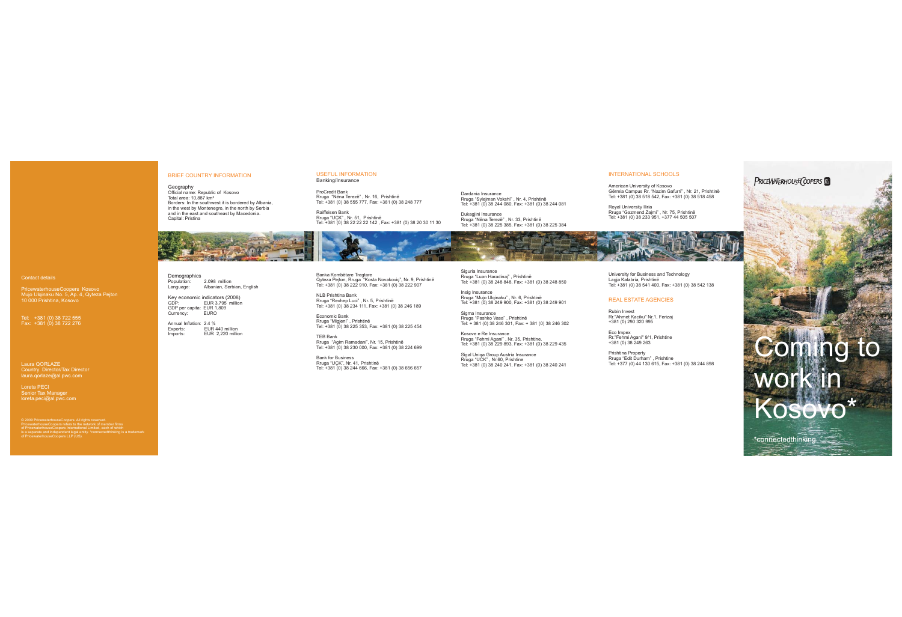Contact details

PricewaterhouseCoopers Kosovo
Mujo Ulqinaku No. 5, Ap. 4, Qyteza Pejton
10 000 Prishtina, Kosovo

Tel: +381 (0) 38 722 555
Fax: +381 (0) 38 722 276

Laura QORLAZE
Country Director/Tax Director
laura.qorlaze@al.pwc.com

Loreta PECI
Senior Tax Manager
loreta.peci@al.pwc.com

© 2009 PricewaterhouseCoopers. All rights reserved.
PricewaterhouseCoopers refers to the network of member firms of PricewaterhouseCoopers International Limited, each of which is a separate and independent legal entity. *connectedthinking is a trademark of PricewaterhouseCoopers LLP (US).

## BRIEF COUNTRY INFORMATION

### Geography

Official name: Republic of Kosovo
Total area: 10,887 km²
Borders: In the southwest it is bordered by Albania, in the west by Montenegro, in the north by Serbia and in the east and southeast by Macedonia.
Capital: Pristina

### Demographics

Population: 2.098 million
Language: Albanian, Serbian, English

### Key economic indicators (2008)

GDP: EUR 3,795 million
GDP per capita: EUR 1,809
Currency: EURO

Annual Inflation: 2.4 %
Exports: EUR 440 million
Imports: EUR 2,220 million

## USEFUL INFORMATION

### Banking/Insurance

ProCredit Bank
Rruga "Nëna Terezë" , Nr. 16, Prishtinë
Tel: +381 (0) 38 555 777, Fax: +381 (0) 38 248 777

Raiffeisen Bank
Rruga "UÇK" , Nr. 51, Prishtinë
Tel: +381 (0) 38 22 22 22 142 , Fax: +381 (0) 38 20 30 11 30

Banka Kombëtare Tregtare
Qyteza Pejton, Rruga "Kosta Novakoviç", Nr. 9, Prishtinë
Tel: +381 (0) 38 222 910, Fax: +381 (0) 38 222 907

NLB Prishtina Bank
Rruga "Rexhep Luci" , Nr. 5, Prishtinë
Tel: +381 (0) 38 234 111, Fax: +381 (0) 38 246 189

Economic Bank
Rruga "Migjeni" , Prishtinë
Tel: +381 (0) 38 225 353, Fax: +381 (0) 38 225 454

TEB Bank
Rruga "Agim Ramadani", Nr. 15, Prishtinë
Tel: +381 (0) 38 230 000, Fax: +381 (0) 38 224 699

Bank for Business
Rruga "UÇK", Nr. 41, Prishtinë
Tel: +381 (0) 38 244 666, Fax: +381 (0) 38 656 657

Dardania Insurance
Rruga "Sylejman Vokshi" , Nr. 4, Prishtinë
Tel: +381 (0) 38 244 080, Fax: +381 (0) 38 244 081

Dukagjini Insurance
Rruga "Nëna Terezë" , Nr. 33, Prishtinë
Tel: +381 (0) 38 225 385, Fax: +381 (0) 38 225 384

Siguria Insurance
Rruga "Luan Haradinaj" , Prishtinë
Tel: +381 (0) 38 248 848, Fax: +381 (0) 38 248 850

Insig Insurance
Rruga "Mujo Ulqinaku" , Nr. 6, Prishtinë
Tel: +381 (0) 38 249 900, Fax: +381 (0) 38 249 901

Sigma Insurance
Rruga "Pashko Vasa" , Prishtinë
Tel: + 381 (0) 38 246 301, Fax: + 381 (0) 38 246 302

Kosove e Re Insurance
Rruga "Fehmi Agani" , Nr. 35, Prishtine.
Tel: +381 (0) 38 229 893, Fax: +381 (0) 38 229 435

Sigal Uniqa Group Austria Insurance
Rruga "UÇK" , Nr.60, Prishtine
Tel: +381 (0) 38 240 241, Fax: +381 (0) 38 240 241

## INTERNATIONAL SCHOOLS

American University of Kosovo
Gërmia Campus Rr. "Nazim Gafurri" , Nr. 21, Prishtinë
Tel: +381 (0) 38 518 542, Fax: +381 (0) 38 518 458

Royal University Iliria
Rruga "Gazmend Zajmi" , Nr. 75, Prishtinë
Tel: +381 (0) 38 233 951, +377 44 505 507

University for Business and Technology
Lagja Kalabria, Prishtinë
Tel: +381 (0) 38 541 400, Fax: +381 (0) 38 542 138

## REAL ESTATE AGENCIES

Rubin Invest
Rr."Ahmet Kaciku" Nr.1, Ferizaj
+381 (0) 290 320 995

Eco Impex
Rr."Fehmi Agani" 9/1, Prishtine
+381 (0) 38 249 263

Prishtina Property
Rruga "Edit Durham" , Prishtine
Tel: +377 (0) 44 130 615, Fax: +381 (0) 38 244 898

PRICEWATERHOUSECOOPERS

# Coming to work in Kosovo*

*connectedthinking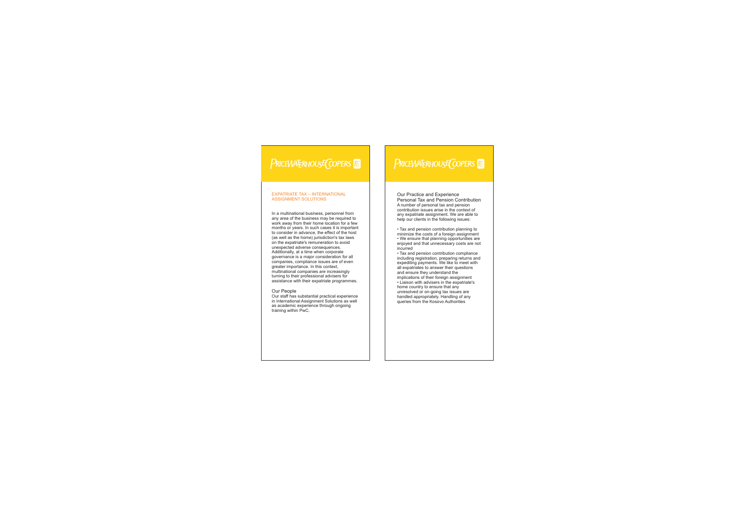PRICEWATERHOUSECOOPERS

## EXPATRIATE TAX – INTERNATIONAL ASSIGNMENT SOLUTIONS

In a multinational business, personnel from any area of the business may be required to work away from their home location for a few months or years. In such cases it is important to consider in advance, the effect of the host (as well as the home) jurisdiction's tax laws on the expatriate's remuneration to avoid unexpected adverse consequences. Additionally, at a time when corporate governance is a major consideration for all companies, compliance issues are of even greater importance. In this context, multinational companies are increasingly turning to their professional advisers for assistance with their expatriate programmes.

### Our People

Our staff has substantial practical experience in International Assignment Solutions as well as academic experience through ongoing training within PwC.

PRICEWATERHOUSECOOPERS

### Our Practice and Experience

#### Personal Tax and Pension Contribution

A number of personal tax and pension contribution issues arise in the context of any expatriate assignment. We are able to help our clients in the following issues:

- Tax and pension contribution planning to minimize the costs of a foreign assignment
- We ensure that planning opportunities are enjoyed and that unnecessary costs are not incurred
- Tax and pension contribution compliance including registration, preparing returns and expediting payments. We like to meet with all expatriates to answer their questions and ensure they understand the implications of their foreign assignment
- Liaison with advisers in the expatriate's home country to ensure that any unresolved or on-going tax issues are handled appropriately. Handling of any queries from the Kosovo Authorities